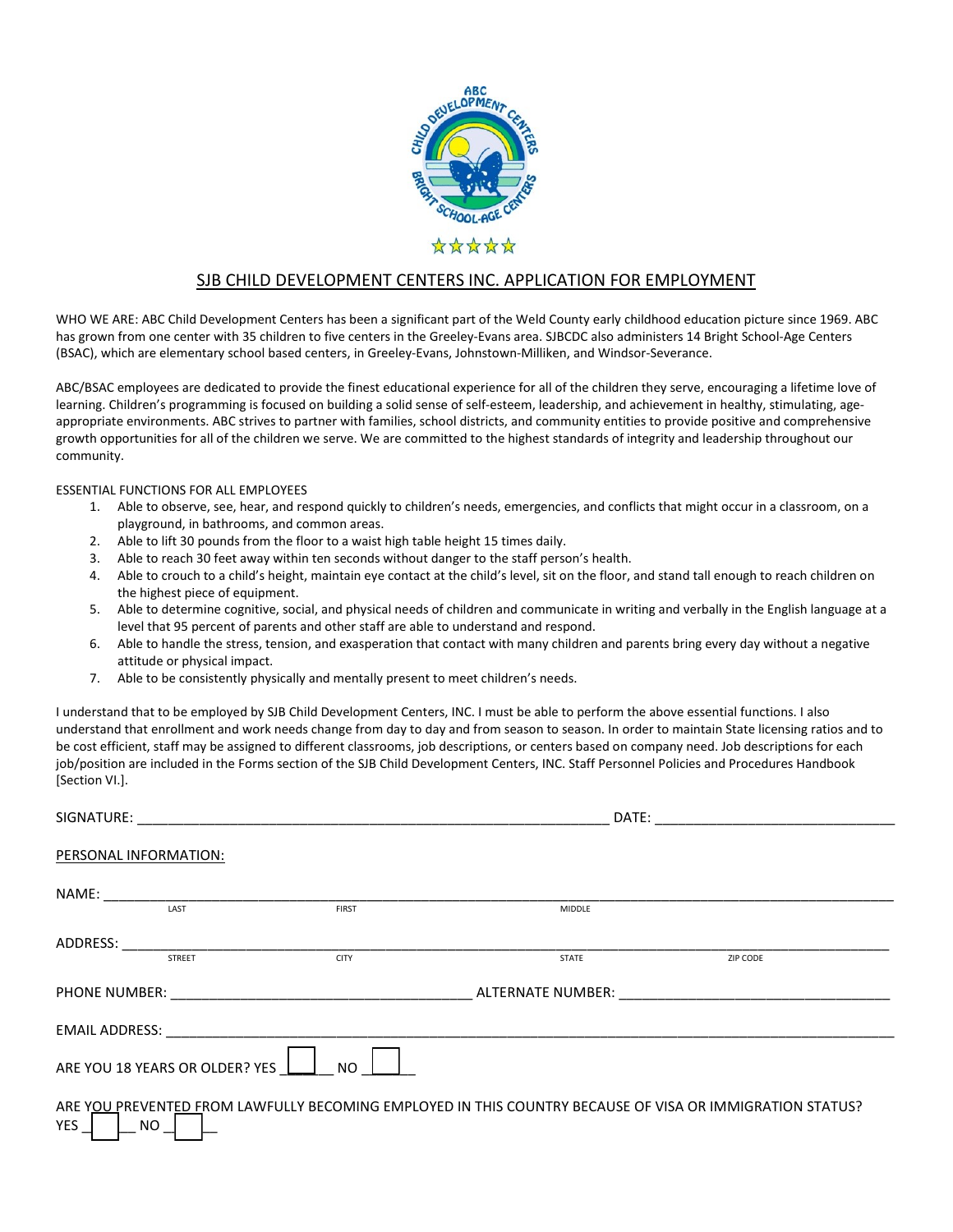## SJB CHILD DEVELOPMENT CENTERS INC. APPLICATION FOR EMPLOYMENT

WHO WE ARE: ABC Child Development Centers has been a significant part of the Weld County early childhood education picture since 1969. ABC has grown from one center with 35 children to five centers in the Greeley-Evans area. SJBCDC also administers 14 Bright School-Age Centers (BSAC), which are elementary school based centers, in Greeley-Evans, Johnstown-Milliken, and Windsor-Severance.

ABC/BSAC employees are dedicated to provide the finest educational experience for all of the children they serve, encouraging a lifetime love of learning. Children's programming is focused on building a solid sense of self-esteem, leadership, and achievement in healthy, stimulating, age-appropriate environments. ABC strives to partner with families, school districts, and community entities to provide positive and comprehensive growth opportunities for all of the children we serve. We are committed to the highest standards of integrity and leadership throughout our community.

ESSENTIAL FUNCTIONS FOR ALL EMPLOYEES

1. Able to observe, see, hear, and respond quickly to children's needs, emergencies, and conflicts that might occur in a classroom, on a playground, in bathrooms, and common areas.
2. Able to lift 30 pounds from the floor to a waist high table height 15 times daily.
3. Able to reach 30 feet away within ten seconds without danger to the staff person's health.
4. Able to crouch to a child's height, maintain eye contact at the child's level, sit on the floor, and stand tall enough to reach children on the highest piece of equipment.
5. Able to determine cognitive, social, and physical needs of children and communicate in writing and verbally in the English language at a level that 95 percent of parents and other staff are able to understand and respond.
6. Able to handle the stress, tension, and exasperation that contact with many children and parents bring every day without a negative attitude or physical impact.
7. Able to be consistently physically and mentally present to meet children's needs.

I understand that to be employed by SJB Child Development Centers, INC. I must be able to perform the above essential functions. I also understand that enrollment and work needs change from day to day and from season to season. In order to maintain State licensing ratios and to be cost efficient, staff may be assigned to different classrooms, job descriptions, or centers based on company need. Job descriptions for each job/position are included in the Forms section of the SJB Child Development Centers, INC. Staff Personnel Policies and Procedures Handbook [Section VI.].

SIGNATURE: ____________________________________________ DATE: ______________________

PERSONAL INFORMATION:

NAME: ______________________________________________________________________________
LAST FIRST MIDDLE

ADDRESS: ____________________________________________________________________________
STREET CITY STATE ZIP CODE

PHONE NUMBER: ______________________________ ALTERNATE NUMBER: __________________________

EMAIL ADDRESS: ______________________________________________________________________

ARE YOU 18 YEARS OR OLDER? YES ☐ NO ☐

ARE YOU PREVENTED FROM LAWFULLY BECOMING EMPLOYED IN THIS COUNTRY BECAUSE OF VISA OR IMMIGRATION STATUS?
YES ☐ NO ☐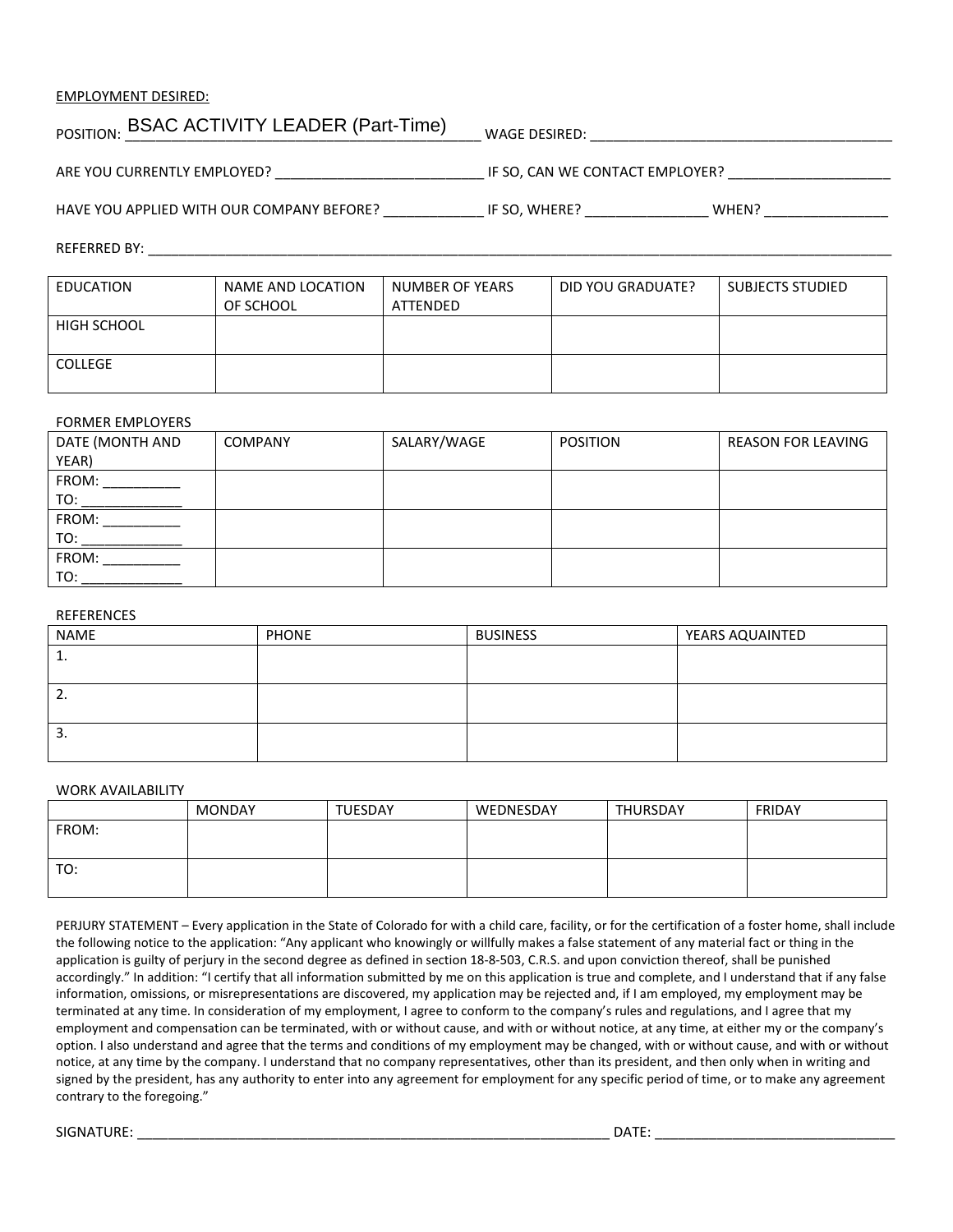EMPLOYMENT DESIRED:

POSITION: BSAC ACTIVITY LEADER (Part-Time) WAGE DESIRED: ______________________

ARE YOU CURRENTLY EMPLOYED? ______________________ IF SO, CAN WE CONTACT EMPLOYER? ______________________

HAVE YOU APPLIED WITH OUR COMPANY BEFORE? ____________ IF SO, WHERE? ______________ WHEN? ______________

REFERRED BY: ____________________________________________

| EDUCATION | NAME AND LOCATION OF SCHOOL | NUMBER OF YEARS ATTENDED | DID YOU GRADUATE? | SUBJECTS STUDIED |
|---|---|---|---|---|
| HIGH SCHOOL | | | | |
| COLLEGE | | | | |

FORMER EMPLOYERS

| DATE (MONTH AND YEAR) | COMPANY | SALARY/WAGE | POSITION | REASON FOR LEAVING |
|---|---|---|---|---|
| FROM: __________ TO: __________ | | | | |
| FROM: __________ TO: __________ | | | | |
| FROM: __________ TO: __________ | | | | |

REFERENCES

| NAME | PHONE | BUSINESS | YEARS AQUAINTED |
|---|---|---|---|
| 1. | | | |
| 2. | | | |
| 3. | | | |

WORK AVAILABILITY

| | MONDAY | TUESDAY | WEDNESDAY | THURSDAY | FRIDAY |
|---|---|---|---|---|---|
| FROM: | | | | | |
| TO: | | | | | |

PERJURY STATEMENT – Every application in the State of Colorado for with a child care, facility, or for the certification of a foster home, shall include the following notice to the application: "Any applicant who knowingly or willfully makes a false statement of any material fact or thing in the application is guilty of perjury in the second degree as defined in section 18-8-503, C.R.S. and upon conviction thereof, shall be punished accordingly." In addition: "I certify that all information submitted by me on this application is true and complete, and I understand that if any false information, omissions, or misrepresentations are discovered, my application may be rejected and, if I am employed, my employment may be terminated at any time. In consideration of my employment, I agree to conform to the company's rules and regulations, and I agree that my employment and compensation can be terminated, with or without cause, and with or without notice, at any time, at either my or the company's option. I also understand and agree that the terms and conditions of my employment may be changed, with or without cause, and with or without notice, at any time by the company. I understand that no company representatives, other than its president, and then only when in writing and signed by the president, has any authority to enter into any agreement for employment for any specific period of time, or to make any agreement contrary to the foregoing."

SIGNATURE: ____________________________________________ DATE: ______________________